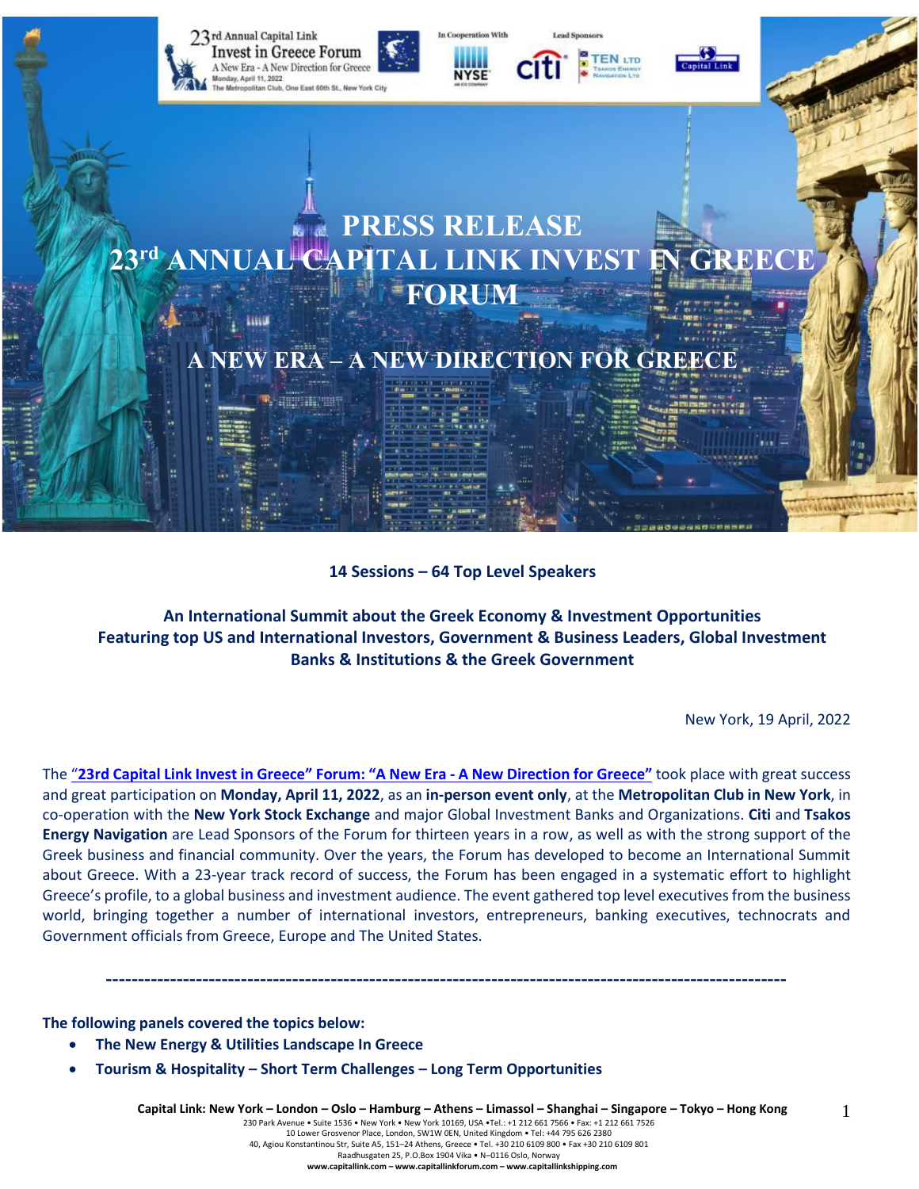# PRESS RELEASE

# 23rd ANNUAL CAPITAL LINK INVEST IN GREECE FORUM

## A NEW ERA – A NEW DIRECTION FOR GREECE

**14 Sessions – 64 Top Level Speakers**

**An International Summit about the Greek Economy & Investment Opportunities Featuring top US and International Investors, Government & Business Leaders, Global Investment Banks & Institutions & the Greek Government**

New York, 19 April, 2022

The **"23rd Capital Link Invest in Greece" Forum: "A New Era - A New Direction for Greece"** took place with great success and great participation on **Monday, April 11, 2022**, as an **in-person event only**, at the **Metropolitan Club in New York**, in co-operation with the **New York Stock Exchange** and major Global Investment Banks and Organizations. **Citi** and **Tsakos Energy Navigation** are Lead Sponsors of the Forum for thirteen years in a row, as well as with the strong support of the Greek business and financial community. Over the years, the Forum has developed to become an International Summit about Greece. With a 23-year track record of success, the Forum has been engaged in a systematic effort to highlight Greece's profile, to a global business and investment audience. The event gathered top level executives from the business world, bringing together a number of international investors, entrepreneurs, banking executives, technocrats and Government officials from Greece, Europe and The United States.

---

**The following panels covered the topics below:**

- **The New Energy & Utilities Landscape In Greece**
- **Tourism & Hospitality – Short Term Challenges – Long Term Opportunities**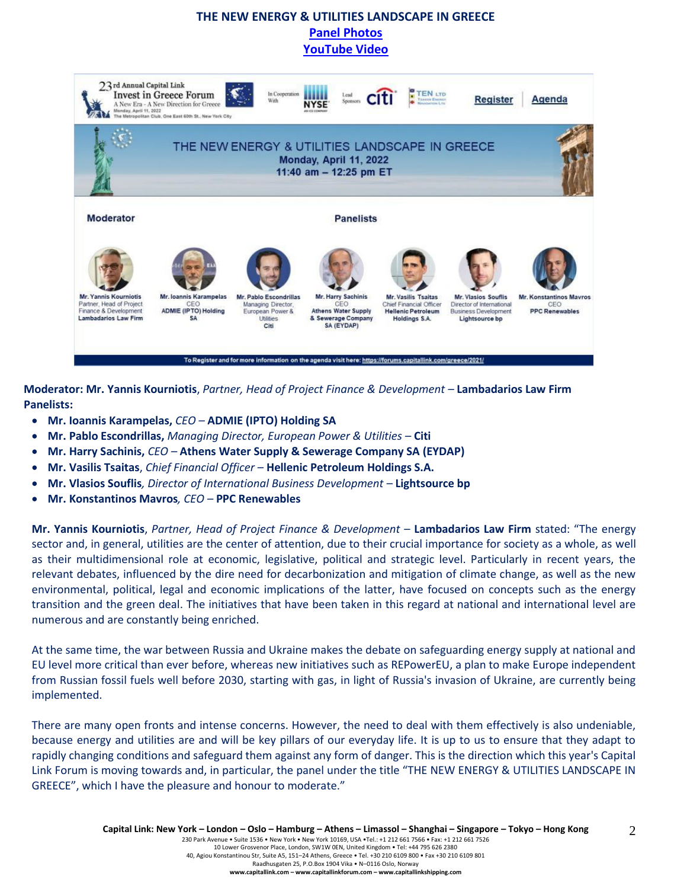# THE NEW ENERGY & UTILITIES LANDSCAPE IN GREECE

**Panel Photos**

**YouTube Video**

**Moderator: Mr. Yannis Kourniotis**, *Partner, Head of Project Finance & Development* – **Lambadarios Law Firm**

**Panelists:**

- **Mr. Ioannis Karampelas,** *CEO* – **ADMIE (IPTO) Holding SA**
- **Mr. Pablo Escondrillas,** *Managing Director, European Power & Utilities* – **Citi**
- **Mr. Harry Sachinis,** *CEO* – **Athens Water Supply & Sewerage Company SA (EYDAP)**
- **Mr. Vasilis Tsaitas**, *Chief Financial Officer* – **Hellenic Petroleum Holdings S.A.**
- **Mr. Vlasios Souflis***, Director of International Business Development* – **Lightsource bp**
- **Mr. Konstantinos Mavros***, CEO* – **PPC Renewables**

**Mr. Yannis Kourniotis**, *Partner, Head of Project Finance & Development* – **Lambadarios Law Firm** stated: "The energy sector and, in general, utilities are the center of attention, due to their crucial importance for society as a whole, as well as their multidimensional role at economic, legislative, political and strategic level. Particularly in recent years, the relevant debates, influenced by the dire need for decarbonization and mitigation of climate change, as well as the new environmental, political, legal and economic implications of the latter, have focused on concepts such as the energy transition and the green deal. The initiatives that have been taken in this regard at national and international level are numerous and are constantly being enriched.

At the same time, the war between Russia and Ukraine makes the debate on safeguarding energy supply at national and EU level more critical than ever before, whereas new initiatives such as REPowerEU, a plan to make Europe independent from Russian fossil fuels well before 2030, starting with gas, in light of Russia's invasion of Ukraine, are currently being implemented.

There are many open fronts and intense concerns. However, the need to deal with them effectively is also undeniable, because energy and utilities are and will be key pillars of our everyday life. It is up to us to ensure that they adapt to rapidly changing conditions and safeguard them against any form of danger. This is the direction which this year's Capital Link Forum is moving towards and, in particular, the panel under the title "THE NEW ENERGY & UTILITIES LANDSCAPE IN GREECE", which I have the pleasure and honour to moderate."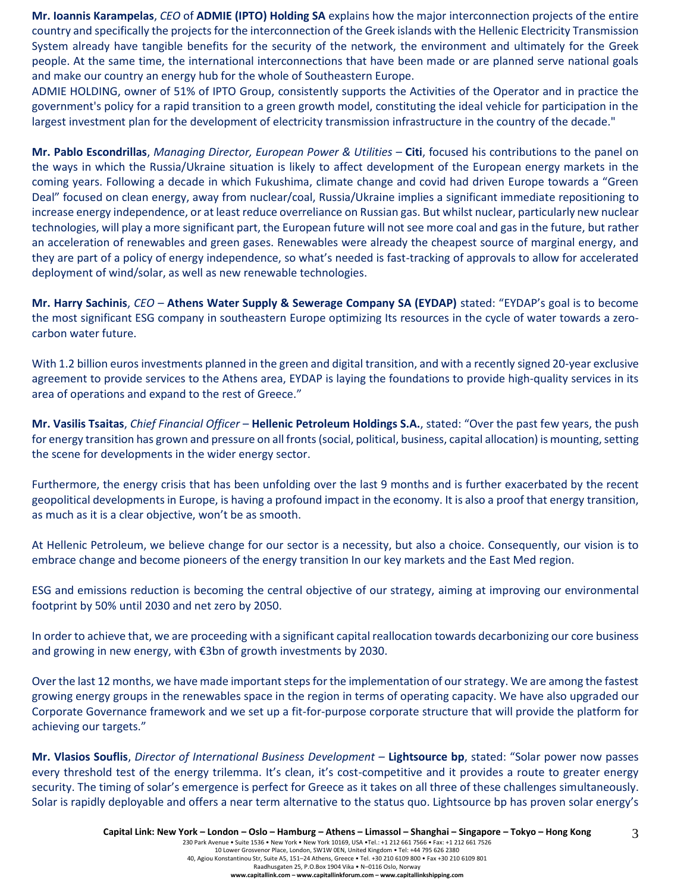**Mr. Ioannis Karampelas**, *CEO* of **ADMIE (IPTO) Holding SA** explains how the major interconnection projects of the entire country and specifically the projects for the interconnection of the Greek islands with the Hellenic Electricity Transmission System already have tangible benefits for the security of the network, the environment and ultimately for the Greek people. At the same time, the international interconnections that have been made or are planned serve national goals and make our country an energy hub for the whole of Southeastern Europe.
ADMIE HOLDING, owner of 51% of IPTO Group, consistently supports the Activities of the Operator and in practice the government's policy for a rapid transition to a green growth model, constituting the ideal vehicle for participation in the largest investment plan for the development of electricity transmission infrastructure in the country of the decade."

**Mr. Pablo Escondrillas**, *Managing Director, European Power & Utilities* – **Citi**, focused his contributions to the panel on the ways in which the Russia/Ukraine situation is likely to affect development of the European energy markets in the coming years. Following a decade in which Fukushima, climate change and covid had driven Europe towards a "Green Deal" focused on clean energy, away from nuclear/coal, Russia/Ukraine implies a significant immediate repositioning to increase energy independence, or at least reduce overreliance on Russian gas. But whilst nuclear, particularly new nuclear technologies, will play a more significant part, the European future will not see more coal and gas in the future, but rather an acceleration of renewables and green gases. Renewables were already the cheapest source of marginal energy, and they are part of a policy of energy independence, so what's needed is fast-tracking of approvals to allow for accelerated deployment of wind/solar, as well as new renewable technologies.

**Mr. Harry Sachinis**, *CEO* – **Athens Water Supply & Sewerage Company SA (EYDAP)** stated: "EYDAP's goal is to become the most significant ESG company in southeastern Europe optimizing Its resources in the cycle of water towards a zero-carbon water future.

With 1.2 billion euros investments planned in the green and digital transition, and with a recently signed 20-year exclusive agreement to provide services to the Athens area, EYDAP is laying the foundations to provide high-quality services in its area of operations and expand to the rest of Greece."

**Mr. Vasilis Tsaitas**, *Chief Financial Officer* – **Hellenic Petroleum Holdings S.A.**, stated: "Over the past few years, the push for energy transition has grown and pressure on all fronts (social, political, business, capital allocation) is mounting, setting the scene for developments in the wider energy sector.

Furthermore, the energy crisis that has been unfolding over the last 9 months and is further exacerbated by the recent geopolitical developments in Europe, is having a profound impact in the economy. It is also a proof that energy transition, as much as it is a clear objective, won't be as smooth.

At Hellenic Petroleum, we believe change for our sector is a necessity, but also a choice. Consequently, our vision is to embrace change and become pioneers of the energy transition In our key markets and the East Med region.

ESG and emissions reduction is becoming the central objective of our strategy, aiming at improving our environmental footprint by 50% until 2030 and net zero by 2050.

In order to achieve that, we are proceeding with a significant capital reallocation towards decarbonizing our core business and growing in new energy, with €3bn of growth investments by 2030.

Over the last 12 months, we have made important steps for the implementation of our strategy. We are among the fastest growing energy groups in the renewables space in the region in terms of operating capacity. We have also upgraded our Corporate Governance framework and we set up a fit-for-purpose corporate structure that will provide the platform for achieving our targets."

**Mr. Vlasios Souflis**, *Director of International Business Development* – **Lightsource bp**, stated: "Solar power now passes every threshold test of the energy trilemma. It's clean, it's cost-competitive and it provides a route to greater energy security. The timing of solar's emergence is perfect for Greece as it takes on all three of these challenges simultaneously. Solar is rapidly deployable and offers a near term alternative to the status quo. Lightsource bp has proven solar energy's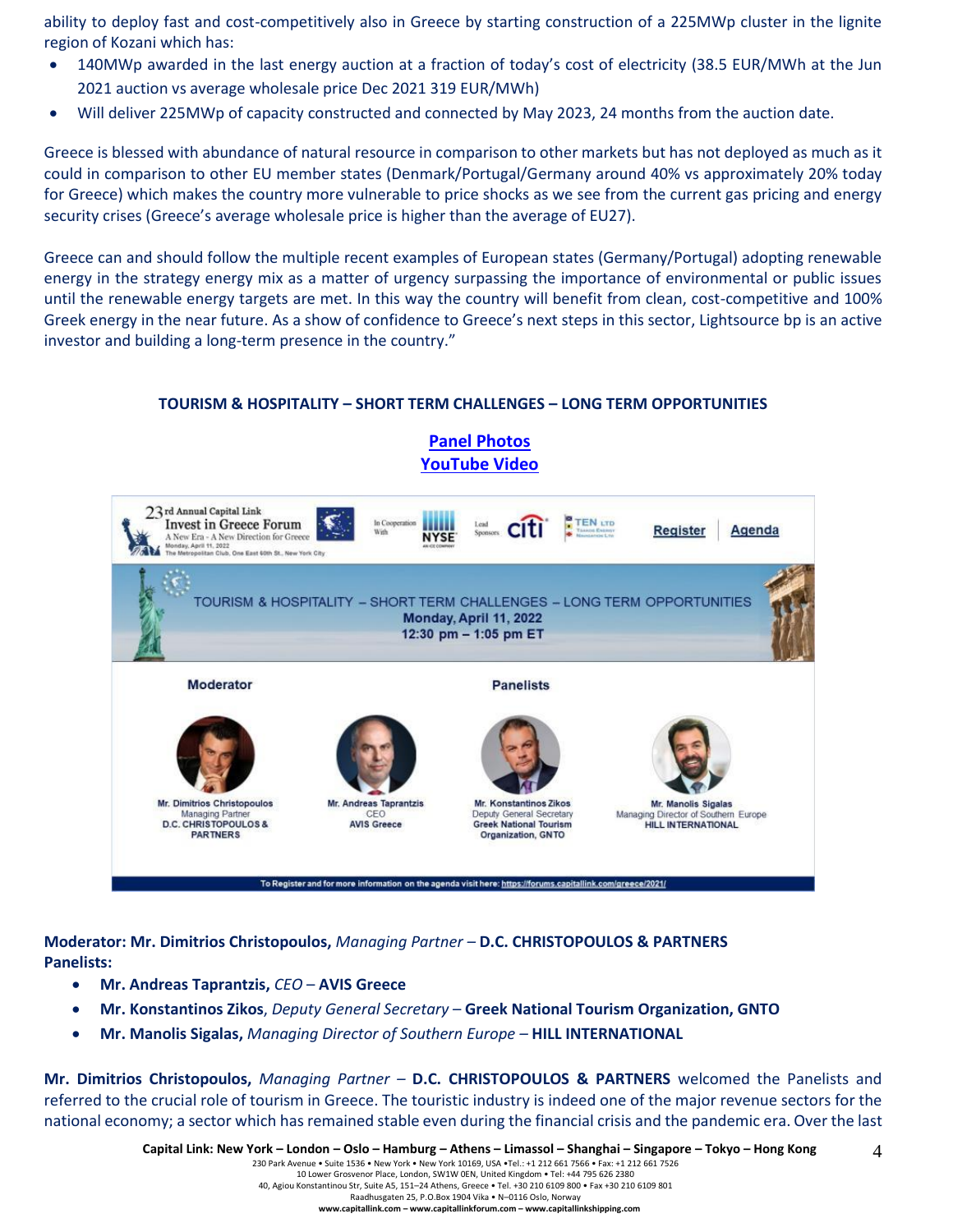ability to deploy fast and cost-competitively also in Greece by starting construction of a 225MWp cluster in the lignite region of Kozani which has:

- 140MWp awarded in the last energy auction at a fraction of today's cost of electricity (38.5 EUR/MWh at the Jun 2021 auction vs average wholesale price Dec 2021 319 EUR/MWh)
- Will deliver 225MWp of capacity constructed and connected by May 2023, 24 months from the auction date.

Greece is blessed with abundance of natural resource in comparison to other markets but has not deployed as much as it could in comparison to other EU member states (Denmark/Portugal/Germany around 40% vs approximately 20% today for Greece) which makes the country more vulnerable to price shocks as we see from the current gas pricing and energy security crises (Greece's average wholesale price is higher than the average of EU27).

Greece can and should follow the multiple recent examples of European states (Germany/Portugal) adopting renewable energy in the strategy energy mix as a matter of urgency surpassing the importance of environmental or public issues until the renewable energy targets are met. In this way the country will benefit from clean, cost-competitive and 100% Greek energy in the near future. As a show of confidence to Greece's next steps in this sector, Lightsource bp is an active investor and building a long-term presence in the country."

## TOURISM & HOSPITALITY – SHORT TERM CHALLENGES – LONG TERM OPPORTUNITIES

**Panel Photos**
**YouTube Video**

23rd Annual Capital Link Invest in Greece Forum
A New Era - A New Direction for Greece
Monday, April 11, 2022
The Metropolitan Club, One East 60th St., New York City

In Cooperation With NYSE | Lead Sponsors citi | TEN LTD

Register | Agenda

TOURISM & HOSPITALITY – SHORT TERM CHALLENGES – LONG TERM OPPORTUNITIES
Monday, April 11, 2022
12:30 pm – 1:05 pm ET

Moderator

Mr. Dimitrios Christopoulos
Managing Partner
D.C. CHRISTOPOULOS & PARTNERS

Panelists

Mr. Andreas Taprantzis
CEO
AVIS Greece

Mr. Konstantinos Zikos
Deputy General Secretary
Greek National Tourism Organization, GNTO

Mr. Manolis Sigalas
Managing Director of Southern Europe
HILL INTERNATIONAL

To Register and for more information on the agenda visit here: https://forums.capitallink.com/greece/2021/

**Moderator: Mr. Dimitrios Christopoulos,** *Managing Partner* – **D.C. CHRISTOPOULOS & PARTNERS**
**Panelists:**

- **Mr. Andreas Taprantzis,** *CEO* – **AVIS Greece**
- **Mr. Konstantinos Zikos**, *Deputy General Secretary* – **Greek National Tourism Organization, GNTO**
- **Mr. Manolis Sigalas,** *Managing Director of Southern Europe* – **HILL INTERNATIONAL**

**Mr. Dimitrios Christopoulos,** *Managing Partner* – **D.C. CHRISTOPOULOS & PARTNERS** welcomed the Panelists and referred to the crucial role of tourism in Greece. The touristic industry is indeed one of the major revenue sectors for the national economy; a sector which has remained stable even during the financial crisis and the pandemic era. Over the last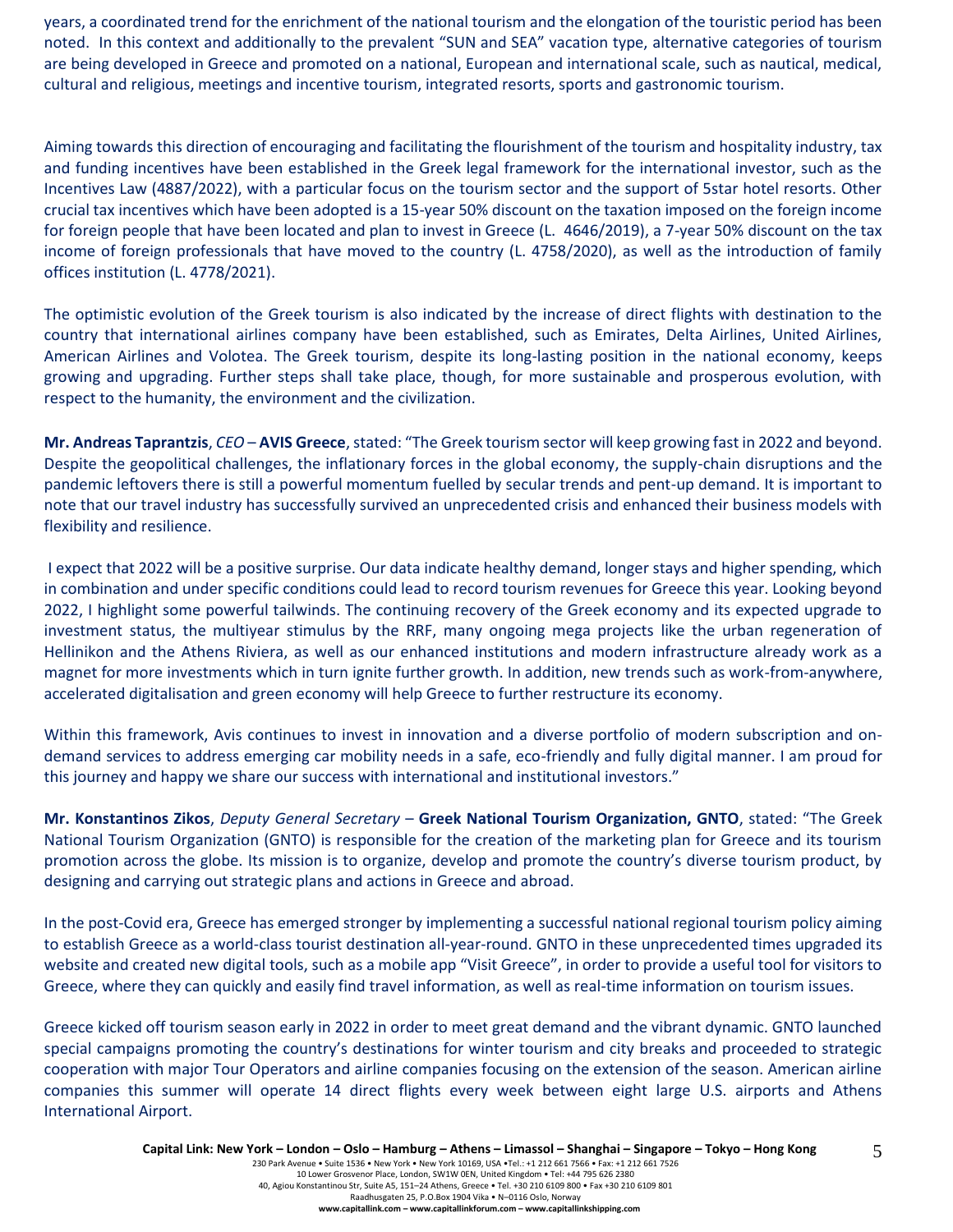years, a coordinated trend for the enrichment of the national tourism and the elongation of the touristic period has been noted. In this context and additionally to the prevalent "SUN and SEA" vacation type, alternative categories of tourism are being developed in Greece and promoted on a national, European and international scale, such as nautical, medical, cultural and religious, meetings and incentive tourism, integrated resorts, sports and gastronomic tourism.

Aiming towards this direction of encouraging and facilitating the flourishment of the tourism and hospitality industry, tax and funding incentives have been established in the Greek legal framework for the international investor, such as the Incentives Law (4887/2022), with a particular focus on the tourism sector and the support of 5star hotel resorts. Other crucial tax incentives which have been adopted is a 15-year 50% discount on the taxation imposed on the foreign income for foreign people that have been located and plan to invest in Greece (L. 4646/2019), a 7-year 50% discount on the tax income of foreign professionals that have moved to the country (L. 4758/2020), as well as the introduction of family offices institution (L. 4778/2021).

The optimistic evolution of the Greek tourism is also indicated by the increase of direct flights with destination to the country that international airlines company have been established, such as Emirates, Delta Airlines, United Airlines, American Airlines and Volotea. The Greek tourism, despite its long-lasting position in the national economy, keeps growing and upgrading. Further steps shall take place, though, for more sustainable and prosperous evolution, with respect to the humanity, the environment and the civilization.

**Mr. Andreas Taprantzis**, *CEO* – **AVIS Greece**, stated: "The Greek tourism sector will keep growing fast in 2022 and beyond. Despite the geopolitical challenges, the inflationary forces in the global economy, the supply-chain disruptions and the pandemic leftovers there is still a powerful momentum fuelled by secular trends and pent-up demand. It is important to note that our travel industry has successfully survived an unprecedented crisis and enhanced their business models with flexibility and resilience.

I expect that 2022 will be a positive surprise. Our data indicate healthy demand, longer stays and higher spending, which in combination and under specific conditions could lead to record tourism revenues for Greece this year. Looking beyond 2022, I highlight some powerful tailwinds. The continuing recovery of the Greek economy and its expected upgrade to investment status, the multiyear stimulus by the RRF, many ongoing mega projects like the urban regeneration of Hellinikon and the Athens Riviera, as well as our enhanced institutions and modern infrastructure already work as a magnet for more investments which in turn ignite further growth. In addition, new trends such as work-from-anywhere, accelerated digitalisation and green economy will help Greece to further restructure its economy.

Within this framework, Avis continues to invest in innovation and a diverse portfolio of modern subscription and on-demand services to address emerging car mobility needs in a safe, eco-friendly and fully digital manner. I am proud for this journey and happy we share our success with international and institutional investors."

**Mr. Konstantinos Zikos**, *Deputy General Secretary* – **Greek National Tourism Organization, GNTO**, stated: "The Greek National Tourism Organization (GNTO) is responsible for the creation of the marketing plan for Greece and its tourism promotion across the globe. Its mission is to organize, develop and promote the country's diverse tourism product, by designing and carrying out strategic plans and actions in Greece and abroad.

In the post-Covid era, Greece has emerged stronger by implementing a successful national regional tourism policy aiming to establish Greece as a world-class tourist destination all-year-round. GNTO in these unprecedented times upgraded its website and created new digital tools, such as a mobile app "Visit Greece", in order to provide a useful tool for visitors to Greece, where they can quickly and easily find travel information, as well as real-time information on tourism issues.

Greece kicked off tourism season early in 2022 in order to meet great demand and the vibrant dynamic. GNTO launched special campaigns promoting the country's destinations for winter tourism and city breaks and proceeded to strategic cooperation with major Tour Operators and airline companies focusing on the extension of the season. American airline companies this summer will operate 14 direct flights every week between eight large U.S. airports and Athens International Airport.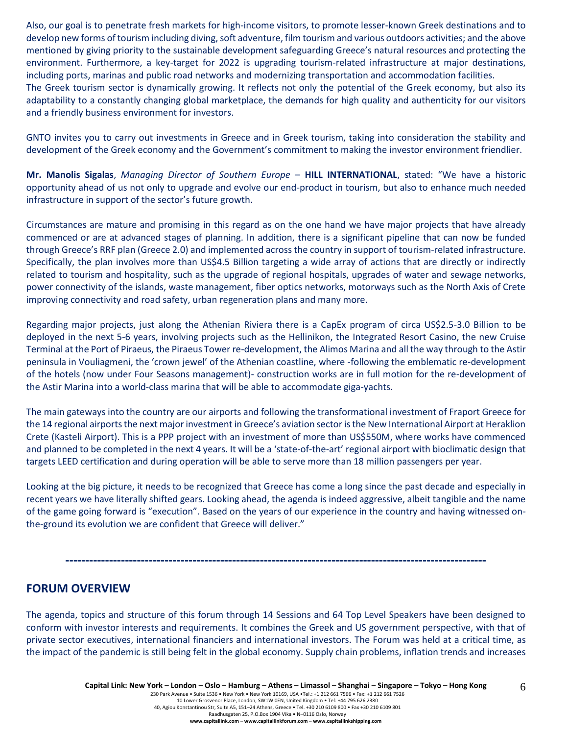Also, our goal is to penetrate fresh markets for high-income visitors, to promote lesser-known Greek destinations and to develop new forms of tourism including diving, soft adventure, film tourism and various outdoors activities; and the above mentioned by giving priority to the sustainable development safeguarding Greece's natural resources and protecting the environment. Furthermore, a key-target for 2022 is upgrading tourism-related infrastructure at major destinations, including ports, marinas and public road networks and modernizing transportation and accommodation facilities.
The Greek tourism sector is dynamically growing. It reflects not only the potential of the Greek economy, but also its adaptability to a constantly changing global marketplace, the demands for high quality and authenticity for our visitors and a friendly business environment for investors.

GNTO invites you to carry out investments in Greece and in Greek tourism, taking into consideration the stability and development of the Greek economy and the Government's commitment to making the investor environment friendlier.

**Mr. Manolis Sigalas**, *Managing Director of Southern Europe* – **HILL INTERNATIONAL**, stated: "We have a historic opportunity ahead of us not only to upgrade and evolve our end-product in tourism, but also to enhance much needed infrastructure in support of the sector's future growth.

Circumstances are mature and promising in this regard as on the one hand we have major projects that have already commenced or are at advanced stages of planning. In addition, there is a significant pipeline that can now be funded through Greece's RRF plan (Greece 2.0) and implemented across the country in support of tourism-related infrastructure. Specifically, the plan involves more than US$4.5 Billion targeting a wide array of actions that are directly or indirectly related to tourism and hospitality, such as the upgrade of regional hospitals, upgrades of water and sewage networks, power connectivity of the islands, waste management, fiber optics networks, motorways such as the North Axis of Crete improving connectivity and road safety, urban regeneration plans and many more.

Regarding major projects, just along the Athenian Riviera there is a CapEx program of circa US$2.5-3.0 Billion to be deployed in the next 5-6 years, involving projects such as the Hellinikon, the Integrated Resort Casino, the new Cruise Terminal at the Port of Piraeus, the Piraeus Tower re-development, the Alimos Marina and all the way through to the Astir peninsula in Vouliagmeni, the 'crown jewel' of the Athenian coastline, where -following the emblematic re-development of the hotels (now under Four Seasons management)- construction works are in full motion for the re-development of the Astir Marina into a world-class marina that will be able to accommodate giga-yachts.

The main gateways into the country are our airports and following the transformational investment of Fraport Greece for the 14 regional airports the next major investment in Greece's aviation sector is the New International Airport at Heraklion Crete (Kasteli Airport). This is a PPP project with an investment of more than US$550M, where works have commenced and planned to be completed in the next 4 years. It will be a 'state-of-the-art' regional airport with bioclimatic design that targets LEED certification and during operation will be able to serve more than 18 million passengers per year.

Looking at the big picture, it needs to be recognized that Greece has come a long since the past decade and especially in recent years we have literally shifted gears. Looking ahead, the agenda is indeed aggressive, albeit tangible and the name of the game going forward is "execution". Based on the years of our experience in the country and having witnessed on-the-ground its evolution we are confident that Greece will deliver."

---

## FORUM OVERVIEW

The agenda, topics and structure of this forum through 14 Sessions and 64 Top Level Speakers have been designed to conform with investor interests and requirements. It combines the Greek and US government perspective, with that of private sector executives, international financiers and international investors. The Forum was held at a critical time, as the impact of the pandemic is still being felt in the global economy. Supply chain problems, inflation trends and increases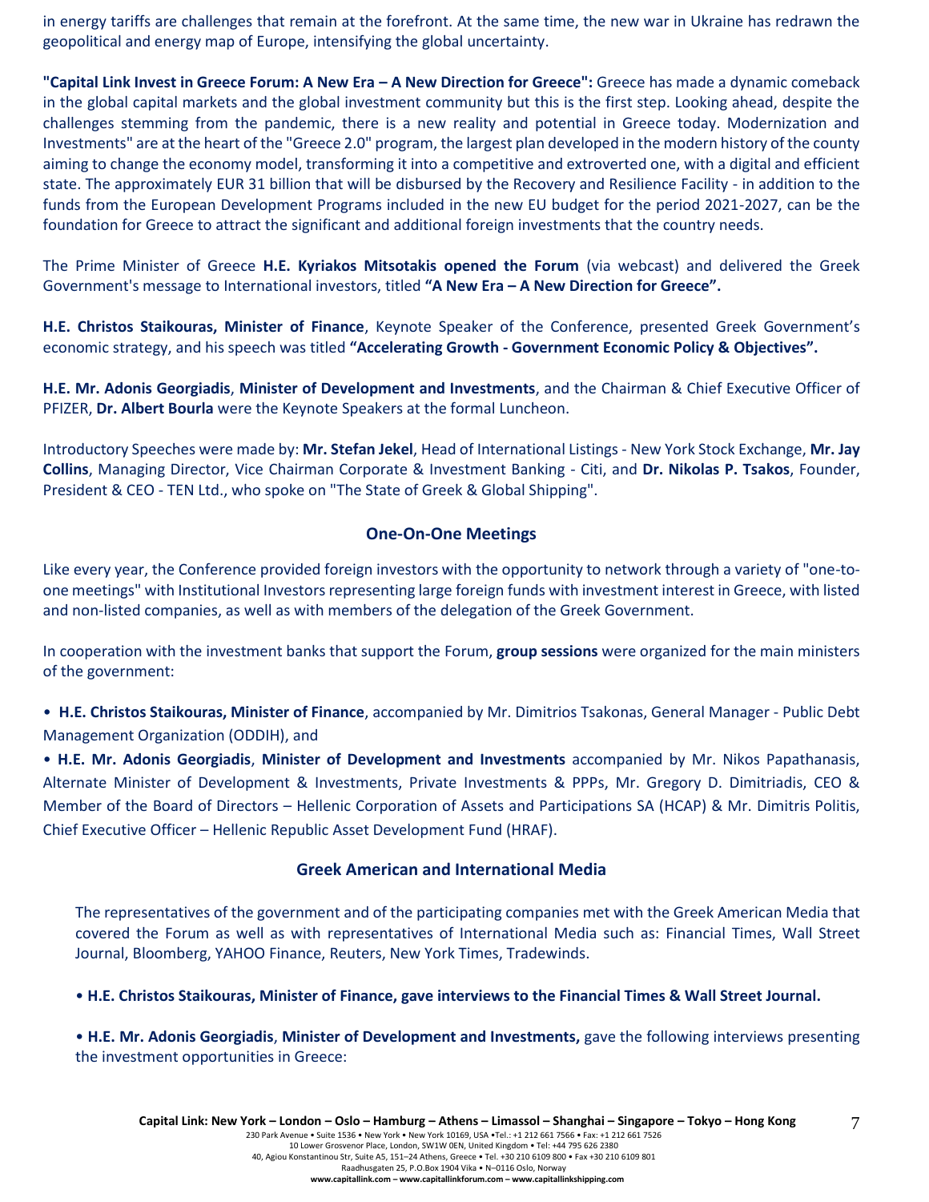in energy tariffs are challenges that remain at the forefront. At the same time, the new war in Ukraine has redrawn the geopolitical and energy map of Europe, intensifying the global uncertainty.

**"Capital Link Invest in Greece Forum: A New Era – A New Direction for Greece":** Greece has made a dynamic comeback in the global capital markets and the global investment community but this is the first step. Looking ahead, despite the challenges stemming from the pandemic, there is a new reality and potential in Greece today. Modernization and Investments" are at the heart of the "Greece 2.0" program, the largest plan developed in the modern history of the county aiming to change the economy model, transforming it into a competitive and extroverted one, with a digital and efficient state. The approximately EUR 31 billion that will be disbursed by the Recovery and Resilience Facility - in addition to the funds from the European Development Programs included in the new EU budget for the period 2021-2027, can be the foundation for Greece to attract the significant and additional foreign investments that the country needs.

The Prime Minister of Greece **H.E. Kyriakos Mitsotakis opened the Forum** (via webcast) and delivered the Greek Government's message to International investors, titled **"A New Era – A New Direction for Greece".**

**H.E. Christos Staikouras, Minister of Finance**, Keynote Speaker of the Conference, presented Greek Government's economic strategy, and his speech was titled **"Accelerating Growth - Government Economic Policy & Objectives".**

**H.E. Mr. Adonis Georgiadis**, **Minister of Development and Investments**, and the Chairman & Chief Executive Officer of PFIZER, **Dr. Albert Bourla** were the Keynote Speakers at the formal Luncheon.

Introductory Speeches were made by: **Mr. Stefan Jekel**, Head of International Listings - New York Stock Exchange, **Mr. Jay Collins**, Managing Director, Vice Chairman Corporate & Investment Banking - Citi, and **Dr. Nikolas P. Tsakos**, Founder, President & CEO - TEN Ltd., who spoke on "The State of Greek & Global Shipping".

## One-On-One Meetings

Like every year, the Conference provided foreign investors with the opportunity to network through a variety of "one-to-one meetings" with Institutional Investors representing large foreign funds with investment interest in Greece, with listed and non-listed companies, as well as with members of the delegation of the Greek Government.

In cooperation with the investment banks that support the Forum, **group sessions** were organized for the main ministers of the government:

- **H.E. Christos Staikouras, Minister of Finance**, accompanied by Mr. Dimitrios Tsakonas, General Manager - Public Debt Management Organization (ODDIH), and
- **H.E. Mr. Adonis Georgiadis**, **Minister of Development and Investments** accompanied by Mr. Nikos Papathanasis, Alternate Minister of Development & Investments, Private Investments & PPPs, Mr. Gregory D. Dimitriadis, CEO & Member of the Board of Directors – Hellenic Corporation of Assets and Participations SA (HCAP) & Mr. Dimitris Politis, Chief Executive Officer – Hellenic Republic Asset Development Fund (HRAF).

## Greek American and International Media

The representatives of the government and of the participating companies met with the Greek American Media that covered the Forum as well as with representatives of International Media such as: Financial Times, Wall Street Journal, Bloomberg, YAHOO Finance, Reuters, New York Times, Tradewinds.

- **H.E. Christos Staikouras, Minister of Finance, gave interviews to the Financial Times & Wall Street Journal.**
- **H.E. Mr. Adonis Georgiadis**, **Minister of Development and Investments,** gave the following interviews presenting the investment opportunities in Greece: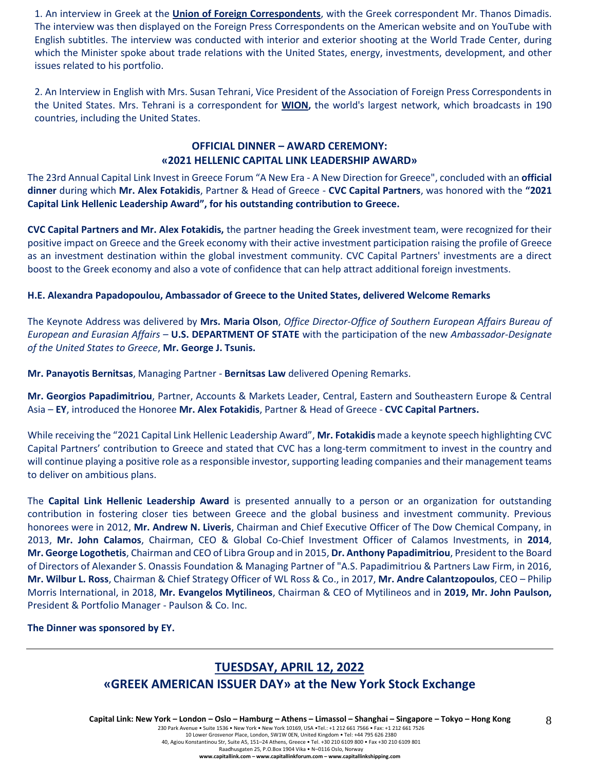1. An interview in Greek at the **Union of Foreign Correspondents**, with the Greek correspondent Mr. Thanos Dimadis. The interview was then displayed on the Foreign Press Correspondents on the American website and on YouTube with English subtitles. The interview was conducted with interior and exterior shooting at the World Trade Center, during which the Minister spoke about trade relations with the United States, energy, investments, development, and other issues related to his portfolio.

2. An Interview in English with Mrs. Susan Tehrani, Vice President of the Association of Foreign Press Correspondents in the United States. Mrs. Tehrani is a correspondent for **WION,** the world's largest network, which broadcasts in 190 countries, including the United States.

### OFFICIAL DINNER – AWARD CEREMONY: «2021 HELLENIC CAPITAL LINK LEADERSHIP AWARD»

The 23rd Annual Capital Link Invest in Greece Forum "A New Era - A New Direction for Greece", concluded with an **official dinner** during which **Mr. Alex Fotakidis**, Partner & Head of Greece - **CVC Capital Partners**, was honored with the **"2021 Capital Link Hellenic Leadership Award", for his outstanding contribution to Greece.**

**CVC Capital Partners and Mr. Alex Fotakidis,** the partner heading the Greek investment team, were recognized for their positive impact on Greece and the Greek economy with their active investment participation raising the profile of Greece as an investment destination within the global investment community. CVC Capital Partners' investments are a direct boost to the Greek economy and also a vote of confidence that can help attract additional foreign investments.

**H.E. Alexandra Papadopoulou, Ambassador of Greece to the United States, delivered Welcome Remarks**

The Keynote Address was delivered by **Mrs. Maria Olson**, *Office Director-Office of Southern European Affairs Bureau of European and Eurasian Affairs* – **U.S. DEPARTMENT OF STATE** with the participation of the new *Ambassador-Designate of the United States to Greece*, **Mr. George J. Tsunis.**

**Mr. Panayotis Bernitsas**, Managing Partner - **Bernitsas Law** delivered Opening Remarks.

**Mr. Georgios Papadimitriou**, Partner, Accounts & Markets Leader, Central, Eastern and Southeastern Europe & Central Asia – **EY**, introduced the Honoree **Mr. Alex Fotakidis**, Partner & Head of Greece - **CVC Capital Partners.**

While receiving the "2021 Capital Link Hellenic Leadership Award", **Mr. Fotakidis** made a keynote speech highlighting CVC Capital Partners' contribution to Greece and stated that CVC has a long-term commitment to invest in the country and will continue playing a positive role as a responsible investor, supporting leading companies and their management teams to deliver on ambitious plans.

The **Capital Link Hellenic Leadership Award** is presented annually to a person or an organization for outstanding contribution in fostering closer ties between Greece and the global business and investment community. Previous honorees were in 2012, **Mr. Andrew N. Liveris**, Chairman and Chief Executive Officer of The Dow Chemical Company, in 2013, **Mr. John Calamos**, Chairman, CEO & Global Co-Chief Investment Officer of Calamos Investments, in **2014**, **Mr. George Logothetis**, Chairman and CEO of Libra Group and in 2015, **Dr. Anthony Papadimitriou**, President to the Board of Directors of Alexander S. Onassis Foundation & Managing Partner of "A.S. Papadimitriou & Partners Law Firm, in 2016, **Mr. Wilbur L. Ross**, Chairman & Chief Strategy Officer of WL Ross & Co., in 2017, **Mr. Andre Calantzopoulos**, CEO – Philip Morris International, in 2018, **Mr. Evangelos Mytilineos**, Chairman & CEO of Mytilineos and in **2019, Mr. John Paulson,** President & Portfolio Manager - Paulson & Co. Inc.

**The Dinner was sponsored by EY.**

---

## TUESDSAY, APRIL 12, 2022

## «GREEK AMERICAN ISSUER DAY» at the New York Stock Exchange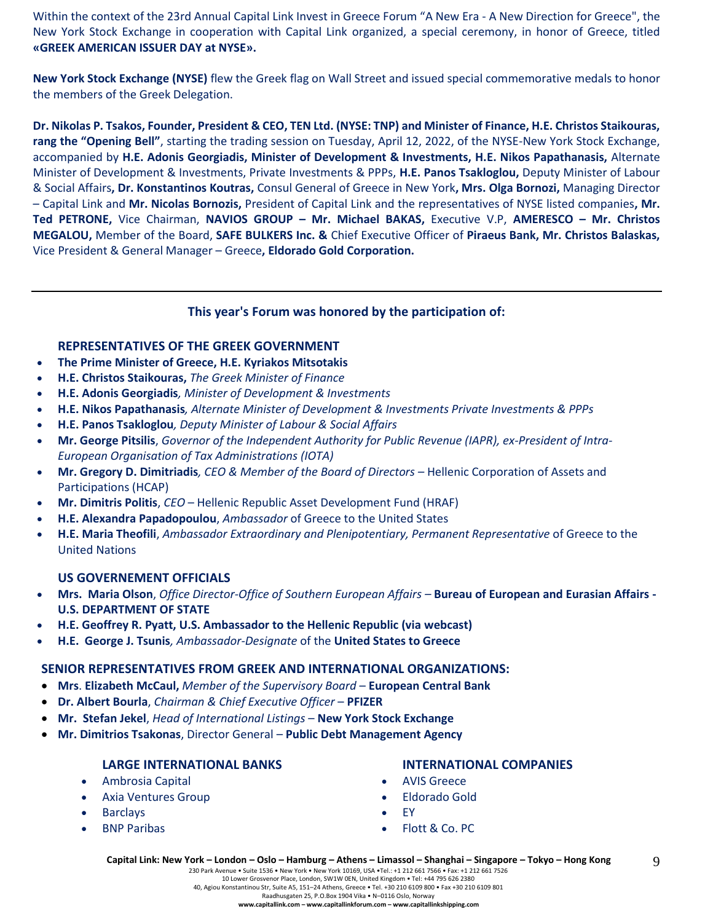Within the context of the 23rd Annual Capital Link Invest in Greece Forum "A New Era - A New Direction for Greece", the New York Stock Exchange in cooperation with Capital Link organized, a special ceremony, in honor of Greece, titled **«GREEK AMERICAN ISSUER DAY at NYSE».**

**New York Stock Exchange (NYSE)** flew the Greek flag on Wall Street and issued special commemorative medals to honor the members of the Greek Delegation.

**Dr. Nikolas P. Tsakos, Founder, President & CEO, TEN Ltd. (NYSE: TNP) and Minister of Finance, H.E. Christos Staikouras, rang the "Opening Bell"**, starting the trading session on Tuesday, April 12, 2022, of the NYSE-New York Stock Exchange, accompanied by **H.E. Adonis Georgiadis, Minister of Development & Investments, H.E. Nikos Papathanasis,** Alternate Minister of Development & Investments, Private Investments & PPPs, **H.E. Panos Tsakloglou,** Deputy Minister of Labour & Social Affairs**, Dr. Konstantinos Koutras,** Consul General of Greece in New York**, Mrs. Olga Bornozi,** Managing Director – Capital Link and **Mr. Nicolas Bornozis,** President of Capital Link and the representatives of NYSE listed companies**, Mr. Ted PETRONE,** Vice Chairman, **NAVIOS GROUP – Mr. Michael BAKAS,** Executive V.P, **AMERESCO – Mr. Christos MEGALOU,** Member of the Board, **SAFE BULKERS Inc. &** Chief Executive Officer of **Piraeus Bank, Mr. Christos Balaskas,** Vice President & General Manager – Greece**, Eldorado Gold Corporation.**

---

## This year's Forum was honored by the participation of:

### REPRESENTATIVES OF THE GREEK GOVERNMENT

- **The Prime Minister of Greece, H.E. Kyriakos Mitsotakis**
- **H.E. Christos Staikouras,** *The Greek Minister of Finance*
- **H.E. Adonis Georgiadis***, Minister of Development & Investments*
- **H.E. Nikos Papathanasis***, Alternate Minister of Development & Investments Private Investments & PPPs*
- **H.E. Panos Tsakloglou***, Deputy Minister of Labour & Social Affairs*
- **Mr. George Pitsilis**, *Governor of the Independent Authority for Public Revenue (IAPR), ex-President of Intra-European Organisation of Tax Administrations (IOTA)*
- **Mr. Gregory D. Dimitriadis***, CEO & Member of the Board of Directors* – Hellenic Corporation of Assets and Participations (HCAP)
- **Mr. Dimitris Politis**, *CEO* – Hellenic Republic Asset Development Fund (HRAF)
- **H.E. Alexandra Papadopoulou**, *Ambassador* of Greece to the United States
- **H.E. Maria Theofili**, *Ambassador Extraordinary and Plenipotentiary, Permanent Representative* of Greece to the United Nations

### US GOVERNEMENT OFFICIALS

- **Mrs. Maria Olson**, *Office Director-Office of Southern European Affairs* – **Bureau of European and Eurasian Affairs - U.S. DEPARTMENT OF STATE**
- **H.E. Geoffrey R. Pyatt, U.S. Ambassador to the Hellenic Republic (via webcast)**
- **H.E. George J. Tsunis***, Ambassador-Designate* of the **United States to Greece**

### SENIOR REPRESENTATIVES FROM GREEK AND INTERNATIONAL ORGANIZATIONS:

- **Mrs**. **Elizabeth McCaul,** *Member of the Supervisory Board* – **European Central Bank**
- **Dr. Albert Bourla**, *Chairman & Chief Executive Officer* – **PFIZER**
- **Mr. Stefan Jekel**, *Head of International Listings* – **New York Stock Exchange**
- **Mr. Dimitrios Tsakonas**, Director General – **Public Debt Management Agency**

### LARGE INTERNATIONAL BANKS

- Ambrosia Capital
- Axia Ventures Group
- Barclays
- BNP Paribas

### INTERNATIONAL COMPANIES

- AVIS Greece
- Eldorado Gold
- EY
- Flott & Co. PC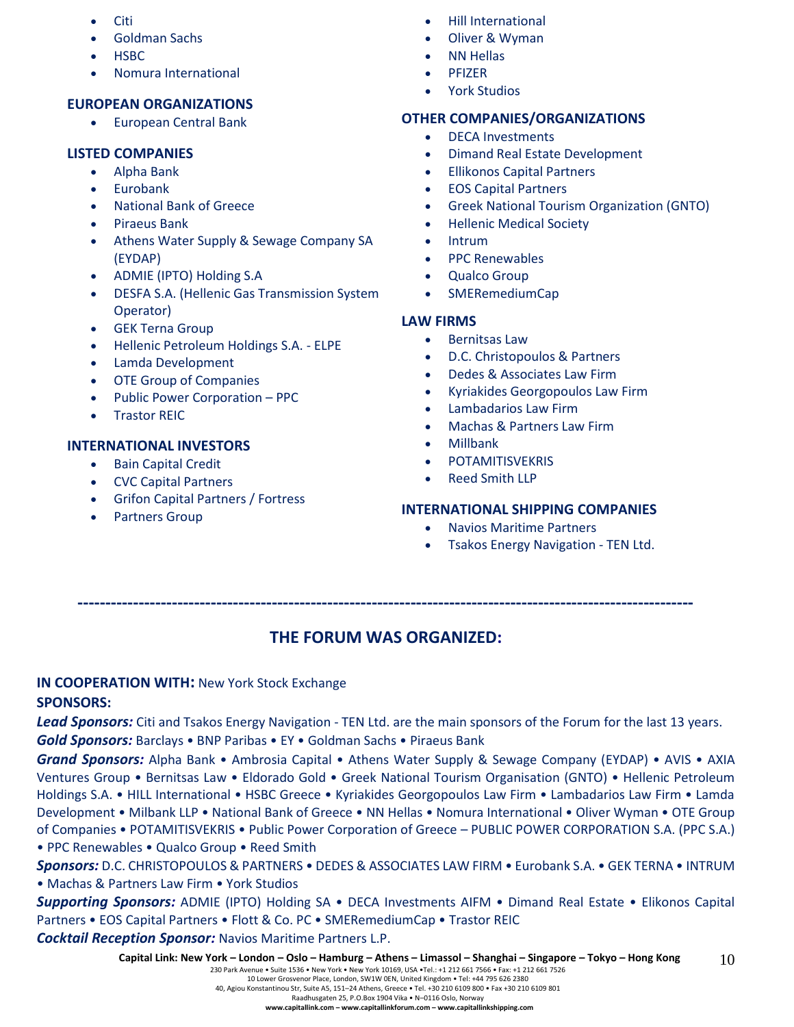- Citi
- Goldman Sachs
- HSBC
- Nomura International

**EUROPEAN ORGANIZATIONS**

- European Central Bank

**LISTED COMPANIES**

- Alpha Bank
- Eurobank
- National Bank of Greece
- Piraeus Bank
- Athens Water Supply & Sewage Company SA (EYDAP)
- ADMIE (IPTO) Holding S.A
- DESFA S.A. (Hellenic Gas Transmission System Operator)
- GEK Terna Group
- Hellenic Petroleum Holdings S.A. - ELPE
- Lamda Development
- OTE Group of Companies
- Public Power Corporation – PPC
- Trastor REIC

**INTERNATIONAL INVESTORS**

- Bain Capital Credit
- CVC Capital Partners
- Grifon Capital Partners / Fortress
- Partners Group

- Hill International
- Oliver & Wyman
- NN Hellas
- PFIZER
- York Studios

**OTHER COMPANIES/ORGANIZATIONS**

- DECA Investments
- Dimand Real Estate Development
- Ellikonos Capital Partners
- EOS Capital Partners
- Greek National Tourism Organization (GNTO)
- Hellenic Medical Society
- Intrum
- PPC Renewables
- Qualco Group
- SMERemediumCap

**LAW FIRMS**

- Bernitsas Law
- D.C. Christopoulos & Partners
- Dedes & Associates Law Firm
- Kyriakides Georgopoulos Law Firm
- Lambadarios Law Firm
- Machas & Partners Law Firm
- Millbank
- POTAMITISVEKRIS
- Reed Smith LLP

**INTERNATIONAL SHIPPING COMPANIES**

- Navios Maritime Partners
- Tsakos Energy Navigation - TEN Ltd.

---

## THE FORUM WAS ORGANIZED:

**IN COOPERATION WITH:** New York Stock Exchange

**SPONSORS:**

***Lead Sponsors:*** Citi and Tsakos Energy Navigation - TEN Ltd. are the main sponsors of the Forum for the last 13 years.

***Gold Sponsors:*** Barclays • BNP Paribas • EY • Goldman Sachs • Piraeus Bank

***Grand Sponsors:*** Alpha Bank • Ambrosia Capital • Athens Water Supply & Sewage Company (EYDAP) • AVIS • AXIA Ventures Group • Bernitsas Law • Eldorado Gold • Greek National Tourism Organisation (GNTO) • Hellenic Petroleum Holdings S.A. • HILL International • HSBC Greece • Kyriakides Georgopoulos Law Firm • Lambadarios Law Firm • Lamda Development • Milbank LLP • National Bank of Greece • NN Hellas • Nomura International • Oliver Wyman • OTE Group of Companies • POTAMITISVEKRIS • Public Power Corporation of Greece – PUBLIC POWER CORPORATION S.A. (PPC S.A.) • PPC Renewables • Qualco Group • Reed Smith

***Sponsors:*** D.C. CHRISTOPOULOS & PARTNERS • DEDES & ASSOCIATES LAW FIRM • Eurobank S.A. • GEK TERNA • INTRUM • Machas & Partners Law Firm • York Studios

***Supporting Sponsors:*** ADMIE (IPTO) Holding SA • DECA Investments AIFM • Dimand Real Estate • Elikonos Capital Partners • EOS Capital Partners • Flott & Co. PC • SMERemediumCap • Trastor REIC

***Cocktail Reception Sponsor:*** Navios Maritime Partners L.P.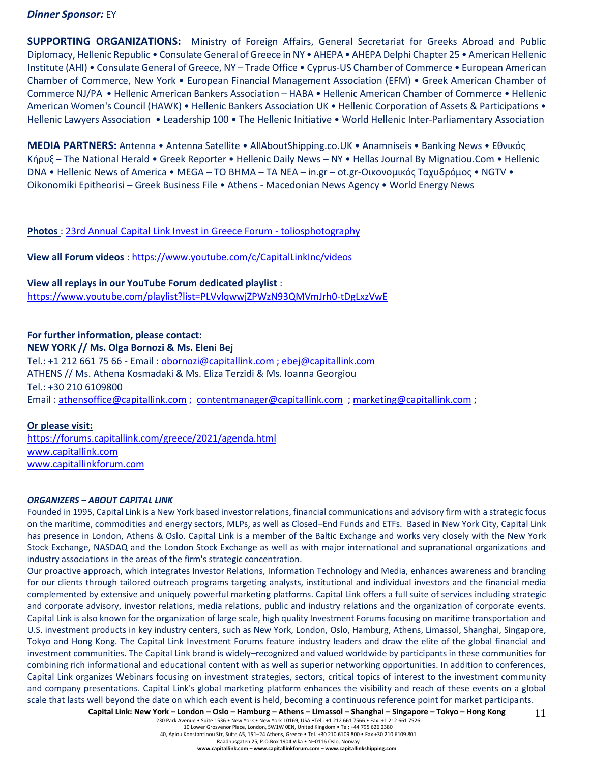***Dinner Sponsor:*** EY

**SUPPORTING ORGANIZATIONS:** Ministry of Foreign Affairs, General Secretariat for Greeks Abroad and Public Diplomacy, Hellenic Republic • Consulate General of Greece in NY • AHEPA • AHEPA Delphi Chapter 25 • American Hellenic Institute (AHI) • Consulate General of Greece, NY – Trade Office • Cyprus-US Chamber of Commerce • European American Chamber of Commerce, New York • European Financial Management Association (EFM) • Greek American Chamber of Commerce NJ/PA • Hellenic American Bankers Association – HABA • Hellenic American Chamber of Commerce • Hellenic American Women's Council (HAWK) • Hellenic Bankers Association UK • Hellenic Corporation of Assets & Participations • Hellenic Lawyers Association • Leadership 100 • The Hellenic Initiative • World Hellenic Inter-Parliamentary Association

**MEDIA PARTNERS:** Antenna • Antenna Satellite • AllAboutShipping.co.UK • Anamniseis • Banking News • Εθνικός Κήρυξ – The National Herald • Greek Reporter • Hellenic Daily News – NY • Hellas Journal By Mignatiou.Com • Hellenic DNA • Hellenic News of America • MEGA – TO BHMA – TA NEA – in.gr – ot.gr-Οικονομικός Ταχυδρόμος • NGTV • Oikonomiki Epitheorisi – Greek Business File • Athens - Macedonian News Agency • World Energy News

---

**Photos** : 23rd Annual Capital Link Invest in Greece Forum - toliosphotography

**View all Forum videos** : https://www.youtube.com/c/CapitalLinkInc/videos

**View all replays in our YouTube Forum dedicated playlist** :
https://www.youtube.com/playlist?list=PLVvlqwwjZPWzN93QMVmJrh0-tDgLxzVwE

**For further information, please contact:**
**NEW YORK // Ms. Olga Bornozi & Ms. Eleni Bej**
Tel.: +1 212 661 75 66 - Email : obornozi@capitallink.com ; ebej@capitallink.com
ATHENS // Ms. Athena Kosmadaki & Ms. Eliza Terzidi & Ms. Ioanna Georgiou
Tel.: +30 210 6109800
Email : athensoffice@capitallink.com ; contentmanager@capitallink.com ; marketing@capitallink.com ;

**Or please visit:**
https://forums.capitallink.com/greece/2021/agenda.html
www.capitallink.com
www.capitallinkforum.com

***ORGANIZERS – ABOUT CAPITAL LINK***

Founded in 1995, Capital Link is a New York based investor relations, financial communications and advisory firm with a strategic focus on the maritime, commodities and energy sectors, MLPs, as well as Closed–End Funds and ETFs. Based in New York City, Capital Link has presence in London, Athens & Oslo. Capital Link is a member of the Baltic Exchange and works very closely with the New York Stock Exchange, NASDAQ and the London Stock Exchange as well as with major international and supranational organizations and industry associations in the areas of the firm's strategic concentration.

Our proactive approach, which integrates Investor Relations, Information Technology and Media, enhances awareness and branding for our clients through tailored outreach programs targeting analysts, institutional and individual investors and the financial media complemented by extensive and uniquely powerful marketing platforms. Capital Link offers a full suite of services including strategic and corporate advisory, investor relations, media relations, public and industry relations and the organization of corporate events. Capital Link is also known for the organization of large scale, high quality Investment Forums focusing on maritime transportation and U.S. investment products in key industry centers, such as New York, London, Oslo, Hamburg, Athens, Limassol, Shanghai, Singapore, Tokyo and Hong Kong. The Capital Link Investment Forums feature industry leaders and draw the elite of the global financial and investment communities. The Capital Link brand is widely–recognized and valued worldwide by participants in these communities for combining rich informational and educational content with as well as superior networking opportunities. In addition to conferences, Capital Link organizes Webinars focusing on investment strategies, sectors, critical topics of interest to the investment community and company presentations. Capital Link's global marketing platform enhances the visibility and reach of these events on a global scale that lasts well beyond the date on which each event is held, becoming a continuous reference point for market participants.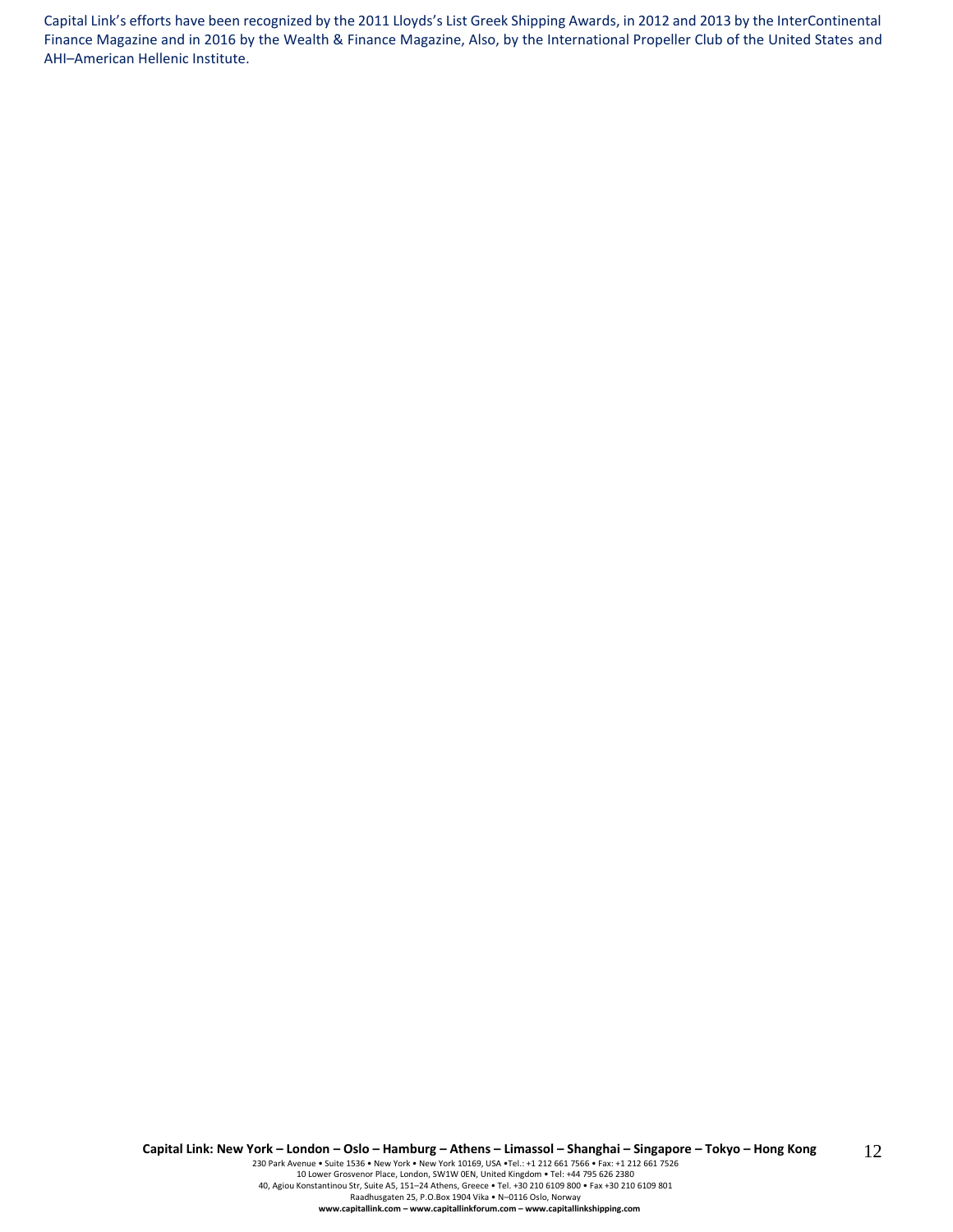Capital Link's efforts have been recognized by the 2011 Lloyds's List Greek Shipping Awards, in 2012 and 2013 by the InterContinental Finance Magazine and in 2016 by the Wealth & Finance Magazine, Also, by the International Propeller Club of the United States and AHI–American Hellenic Institute.